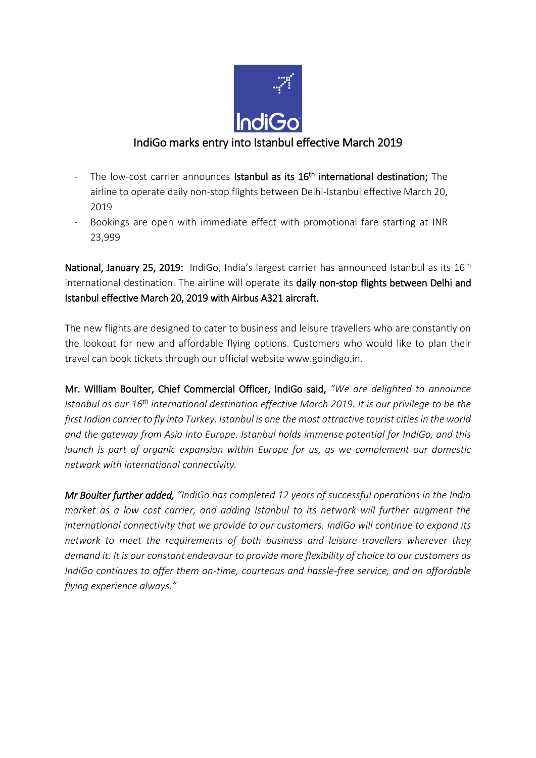# IndiGo marks entry into Istanbul effective March 2019

- The low-cost carrier announces **Istanbul as its 16th international destination;** The airline to operate daily non-stop flights between Delhi-Istanbul effective March 20, 2019
- Bookings are open with immediate effect with promotional fare starting at INR 23,999

**National, January 25, 2019:** IndiGo, India's largest carrier has announced Istanbul as its 16th international destination. The airline will operate its **daily non-stop flights between Delhi and Istanbul effective March 20, 2019 with Airbus A321 aircraft.**

The new flights are designed to cater to business and leisure travellers who are constantly on the lookout for new and affordable flying options. Customers who would like to plan their travel can book tickets through our official website www.goindigo.in.

**Mr. William Boulter, Chief Commercial Officer, IndiGo said,** *"We are delighted to announce Istanbul as our 16th international destination effective March 2019. It is our privilege to be the first Indian carrier to fly into Turkey. Istanbul is one the most attractive tourist cities in the world and the gateway from Asia into Europe. Istanbul holds immense potential for IndiGo, and this launch is part of organic expansion within Europe for us, as we complement our domestic network with international connectivity.*

***Mr Boulter further added,*** *"IndiGo has completed 12 years of successful operations in the India market as a low cost carrier, and adding Istanbul to its network will further augment the international connectivity that we provide to our customers. IndiGo will continue to expand its network to meet the requirements of both business and leisure travellers wherever they demand it. It is our constant endeavour to provide more flexibility of choice to our customers as IndiGo continues to offer them on-time, courteous and hassle-free service, and an affordable flying experience always."*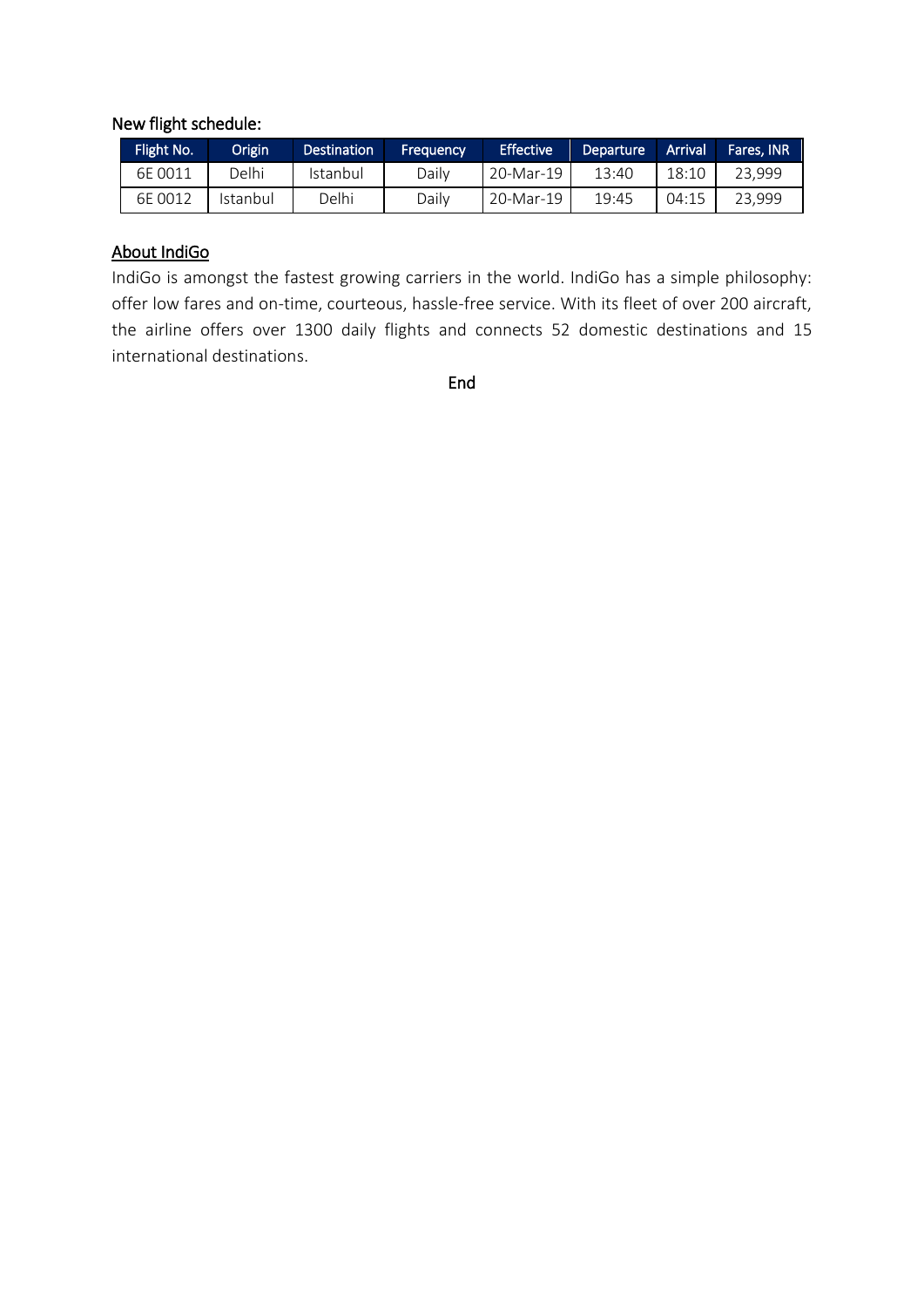New flight schedule:

| Flight No. | Origin | Destination | Frequency | Effective | Departure | Arrival | Fares, INR |
|---|---|---|---|---|---|---|---|
| 6E 0011 | Delhi | Istanbul | Daily | 20-Mar-19 | 13:40 | 18:10 | 23,999 |
| 6E 0012 | Istanbul | Delhi | Daily | 20-Mar-19 | 19:45 | 04:15 | 23,999 |

## About IndiGo

IndiGo is amongst the fastest growing carriers in the world. IndiGo has a simple philosophy: offer low fares and on-time, courteous, hassle-free service. With its fleet of over 200 aircraft, the airline offers over 1300 daily flights and connects 52 domestic destinations and 15 international destinations.

End